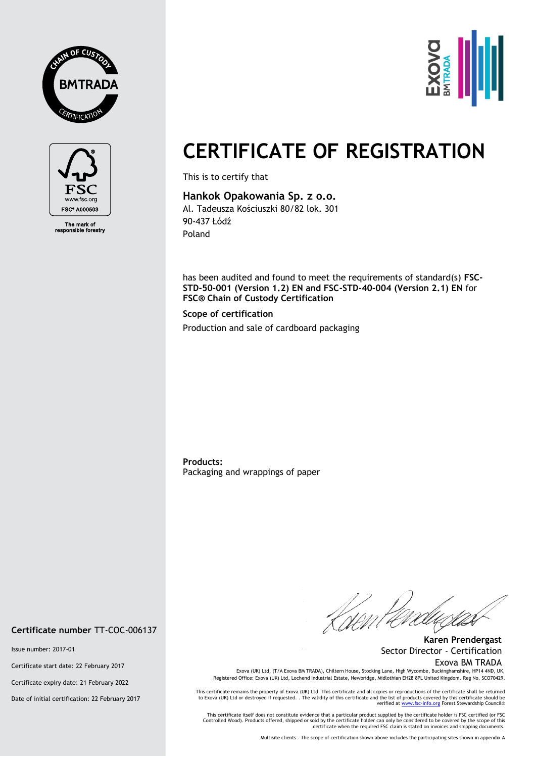CHAIN OF CUSTODY
BMTRADA
CERTIFICATION

FSC
www.fsc.org
FSC® A000503

The mark of
responsible forestry

Exova BMTRADA

# CERTIFICATE OF REGISTRATION

This is to certify that

**Hankok Opakowania Sp. z o.o.**
Al. Tadeusza Kościuszki 80/82 lok. 301
90-437 Łódź
Poland

has been audited and found to meet the requirements of standard(s) **FSC-STD-50-001 (Version 1.2) EN and FSC-STD-40-004 (Version 2.1) EN** for **FSC® Chain of Custody Certification**

**Scope of certification**

Production and sale of cardboard packaging

**Products:**
Packaging and wrappings of paper

**Certificate number** TT-COC-006137

Issue number: 2017-01

Certificate start date: 22 February 2017

Certificate expiry date: 21 February 2022

Date of initial certification: 22 February 2017

**Karen Prendergast**
Sector Director - Certification
Exova BM TRADA

Exova (UK) Ltd, (T/A Exova BM TRADA), Chiltern House, Stocking Lane, High Wycombe, Buckinghamshire, HP14 4ND, UK,
Registered Office: Exova (UK) Ltd, Lochend Industrial Estate, Newbridge, Midlothian EH28 8PL United Kingdom. Reg No. SCO70429.

This certificate remains the property of Exova (UK) Ltd. This certificate and all copies or reproductions of the certificate shall be returned to Exova (UK) Ltd or destroyed if requested. . The validity of this certificate and the list of products covered by this certificate should be verified at www.fsc-info.org Forest Stewardship Council®

This certificate itself does not constitute evidence that a particular product supplied by the certificate holder is FSC certified (or FSC Controlled Wood). Products offered, shipped or sold by the certificate holder can only be considered to be covered by the scope of this certificate when the required FSC claim is stated on invoices and shipping documents.

Multisite clients – The scope of certification shown above includes the participating sites shown in appendix A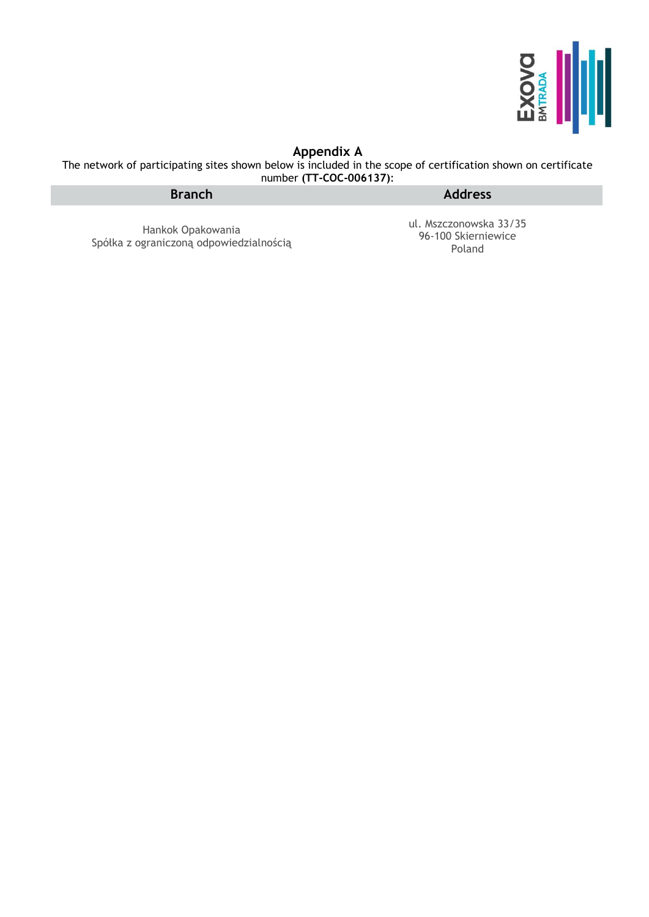## Appendix A

The network of participating sites shown below is included in the scope of certification shown on certificate number **(TT-COC-006137)**:

| Branch | Address |
|---|---|
| Hankok Opakowania<br>Spółka z ograniczoną odpowiedzialnością | ul. Mszczonowska 33/35<br>96-100 Skierniewice<br>Poland |